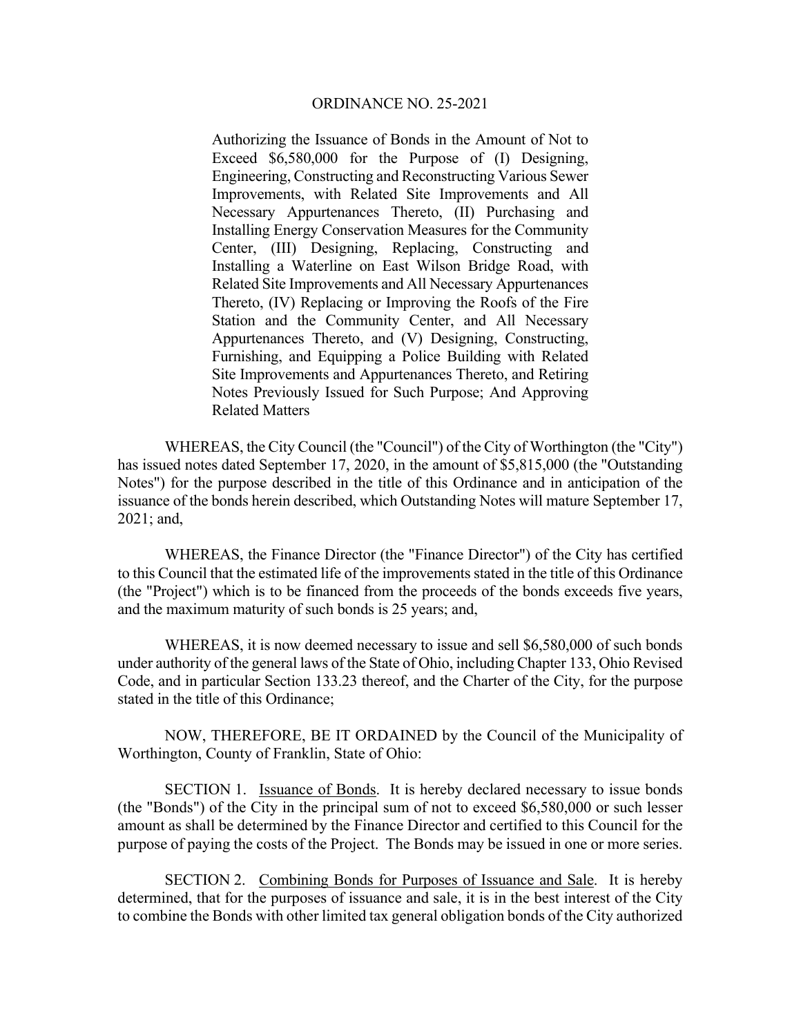# ORDINANCE NO. 25-2021

Authorizing the Issuance of Bonds in the Amount of Not to Exceed $6,580,000 for the Purpose of (I) Designing, Engineering, Constructing and Reconstructing Various Sewer Improvements, with Related Site Improvements and All Necessary Appurtenances Thereto, (II) Purchasing and Installing Energy Conservation Measures for the Community Center, (III) Designing, Replacing, Constructing and Installing a Waterline on East Wilson Bridge Road, with Related Site Improvements and All Necessary Appurtenances Thereto, (IV) Replacing or Improving the Roofs of the Fire Station and the Community Center, and All Necessary Appurtenances Thereto, and (V) Designing, Constructing, Furnishing, and Equipping a Police Building with Related Site Improvements and Appurtenances Thereto, and Retiring Notes Previously Issued for Such Purpose; And Approving Related Matters

WHEREAS, the City Council (the "Council") of the City of Worthington (the "City") has issued notes dated September 17, 2020, in the amount of $5,815,000 (the "Outstanding Notes") for the purpose described in the title of this Ordinance and in anticipation of the issuance of the bonds herein described, which Outstanding Notes will mature September 17, 2021; and,

WHEREAS, the Finance Director (the "Finance Director") of the City has certified to this Council that the estimated life of the improvements stated in the title of this Ordinance (the "Project") which is to be financed from the proceeds of the bonds exceeds five years, and the maximum maturity of such bonds is 25 years; and,

WHEREAS, it is now deemed necessary to issue and sell $6,580,000 of such bonds under authority of the general laws of the State of Ohio, including Chapter 133, Ohio Revised Code, and in particular Section 133.23 thereof, and the Charter of the City, for the purpose stated in the title of this Ordinance;

NOW, THEREFORE, BE IT ORDAINED by the Council of the Municipality of Worthington, County of Franklin, State of Ohio:

SECTION 1. Issuance of Bonds. It is hereby declared necessary to issue bonds (the "Bonds") of the City in the principal sum of not to exceed $6,580,000 or such lesser amount as shall be determined by the Finance Director and certified to this Council for the purpose of paying the costs of the Project. The Bonds may be issued in one or more series.

SECTION 2. Combining Bonds for Purposes of Issuance and Sale. It is hereby determined, that for the purposes of issuance and sale, it is in the best interest of the City to combine the Bonds with other limited tax general obligation bonds of the City authorized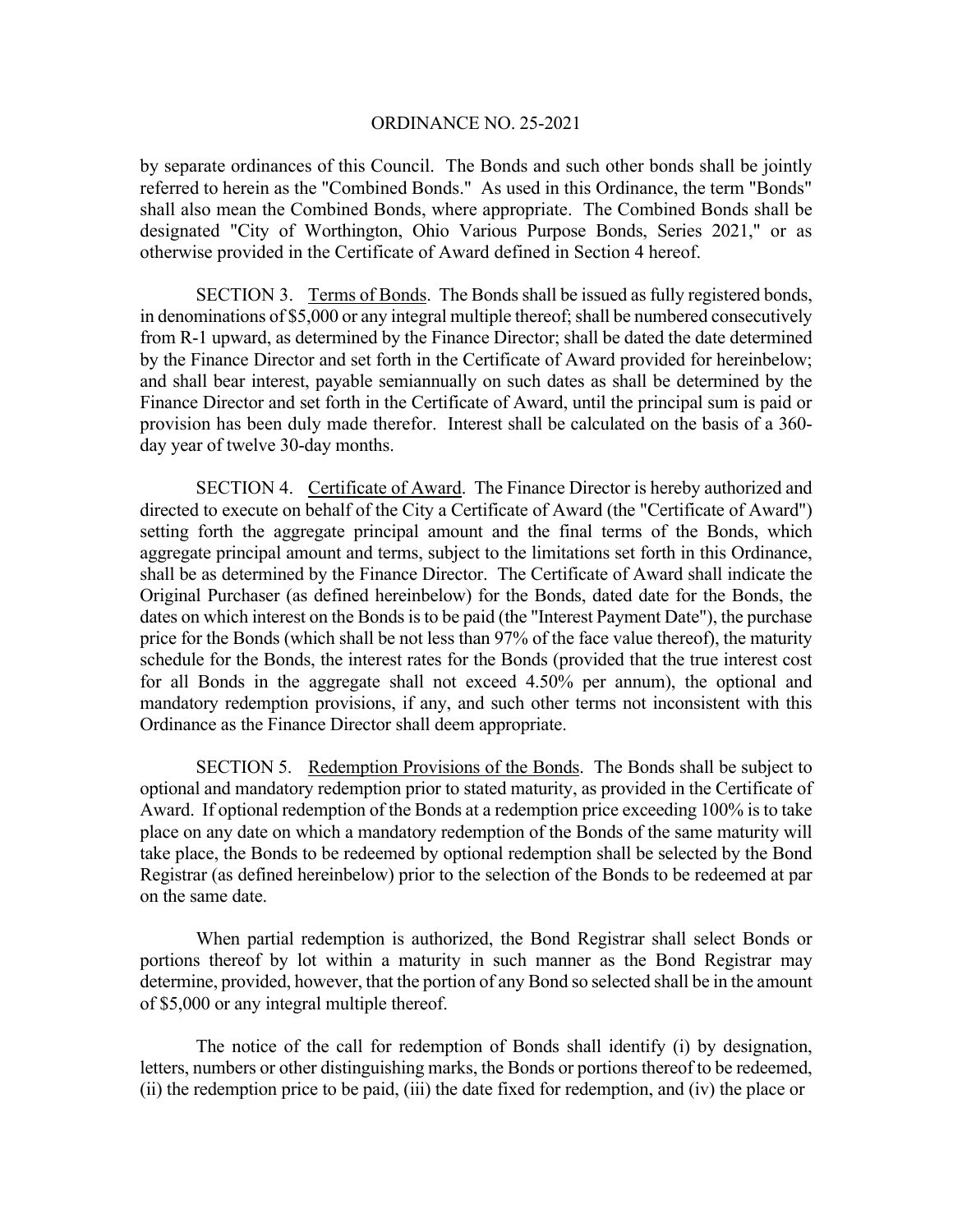by separate ordinances of this Council. The Bonds and such other bonds shall be jointly referred to herein as the "Combined Bonds." As used in this Ordinance, the term "Bonds" shall also mean the Combined Bonds, where appropriate. The Combined Bonds shall be designated "City of Worthington, Ohio Various Purpose Bonds, Series 2021," or as otherwise provided in the Certificate of Award defined in Section 4 hereof.

SECTION 3. Terms of Bonds. The Bonds shall be issued as fully registered bonds, in denominations of $5,000 or any integral multiple thereof; shall be numbered consecutively from R-1 upward, as determined by the Finance Director; shall be dated the date determined by the Finance Director and set forth in the Certificate of Award provided for hereinbelow; and shall bear interest, payable semiannually on such dates as shall be determined by the Finance Director and set forth in the Certificate of Award, until the principal sum is paid or provision has been duly made therefor. Interest shall be calculated on the basis of a 360-day year of twelve 30-day months.

SECTION 4. Certificate of Award. The Finance Director is hereby authorized and directed to execute on behalf of the City a Certificate of Award (the "Certificate of Award") setting forth the aggregate principal amount and the final terms of the Bonds, which aggregate principal amount and terms, subject to the limitations set forth in this Ordinance, shall be as determined by the Finance Director. The Certificate of Award shall indicate the Original Purchaser (as defined hereinbelow) for the Bonds, dated date for the Bonds, the dates on which interest on the Bonds is to be paid (the "Interest Payment Date"), the purchase price for the Bonds (which shall be not less than 97% of the face value thereof), the maturity schedule for the Bonds, the interest rates for the Bonds (provided that the true interest cost for all Bonds in the aggregate shall not exceed 4.50% per annum), the optional and mandatory redemption provisions, if any, and such other terms not inconsistent with this Ordinance as the Finance Director shall deem appropriate.

SECTION 5. Redemption Provisions of the Bonds. The Bonds shall be subject to optional and mandatory redemption prior to stated maturity, as provided in the Certificate of Award. If optional redemption of the Bonds at a redemption price exceeding 100% is to take place on any date on which a mandatory redemption of the Bonds of the same maturity will take place, the Bonds to be redeemed by optional redemption shall be selected by the Bond Registrar (as defined hereinbelow) prior to the selection of the Bonds to be redeemed at par on the same date.

When partial redemption is authorized, the Bond Registrar shall select Bonds or portions thereof by lot within a maturity in such manner as the Bond Registrar may determine, provided, however, that the portion of any Bond so selected shall be in the amount of $5,000 or any integral multiple thereof.

The notice of the call for redemption of Bonds shall identify (i) by designation, letters, numbers or other distinguishing marks, the Bonds or portions thereof to be redeemed, (ii) the redemption price to be paid, (iii) the date fixed for redemption, and (iv) the place or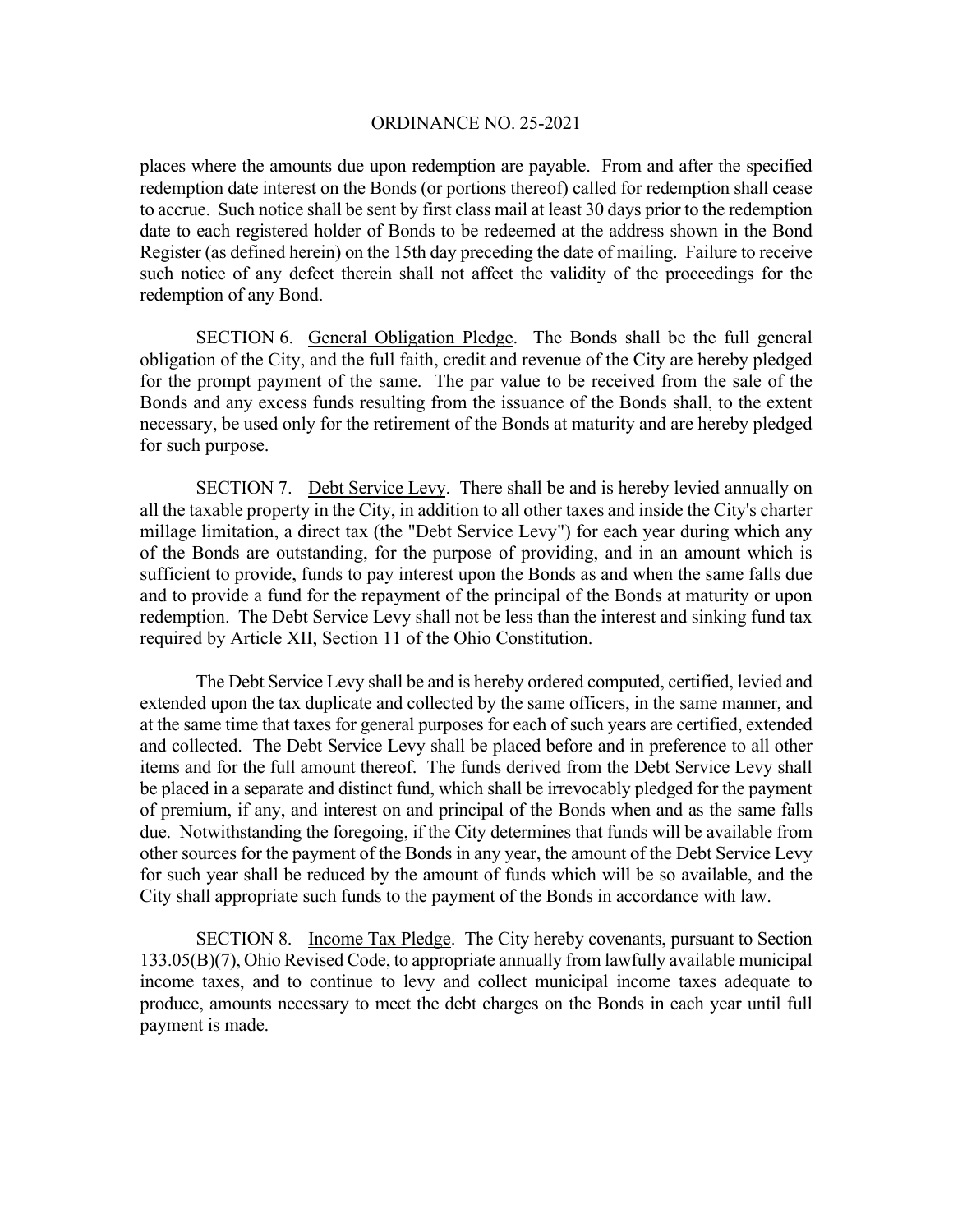places where the amounts due upon redemption are payable. From and after the specified redemption date interest on the Bonds (or portions thereof) called for redemption shall cease to accrue. Such notice shall be sent by first class mail at least 30 days prior to the redemption date to each registered holder of Bonds to be redeemed at the address shown in the Bond Register (as defined herein) on the 15th day preceding the date of mailing. Failure to receive such notice of any defect therein shall not affect the validity of the proceedings for the redemption of any Bond.

SECTION 6. General Obligation Pledge. The Bonds shall be the full general obligation of the City, and the full faith, credit and revenue of the City are hereby pledged for the prompt payment of the same. The par value to be received from the sale of the Bonds and any excess funds resulting from the issuance of the Bonds shall, to the extent necessary, be used only for the retirement of the Bonds at maturity and are hereby pledged for such purpose.

SECTION 7. Debt Service Levy. There shall be and is hereby levied annually on all the taxable property in the City, in addition to all other taxes and inside the City's charter millage limitation, a direct tax (the "Debt Service Levy") for each year during which any of the Bonds are outstanding, for the purpose of providing, and in an amount which is sufficient to provide, funds to pay interest upon the Bonds as and when the same falls due and to provide a fund for the repayment of the principal of the Bonds at maturity or upon redemption. The Debt Service Levy shall not be less than the interest and sinking fund tax required by Article XII, Section 11 of the Ohio Constitution.

The Debt Service Levy shall be and is hereby ordered computed, certified, levied and extended upon the tax duplicate and collected by the same officers, in the same manner, and at the same time that taxes for general purposes for each of such years are certified, extended and collected. The Debt Service Levy shall be placed before and in preference to all other items and for the full amount thereof. The funds derived from the Debt Service Levy shall be placed in a separate and distinct fund, which shall be irrevocably pledged for the payment of premium, if any, and interest on and principal of the Bonds when and as the same falls due. Notwithstanding the foregoing, if the City determines that funds will be available from other sources for the payment of the Bonds in any year, the amount of the Debt Service Levy for such year shall be reduced by the amount of funds which will be so available, and the City shall appropriate such funds to the payment of the Bonds in accordance with law.

SECTION 8. Income Tax Pledge. The City hereby covenants, pursuant to Section 133.05(B)(7), Ohio Revised Code, to appropriate annually from lawfully available municipal income taxes, and to continue to levy and collect municipal income taxes adequate to produce, amounts necessary to meet the debt charges on the Bonds in each year until full payment is made.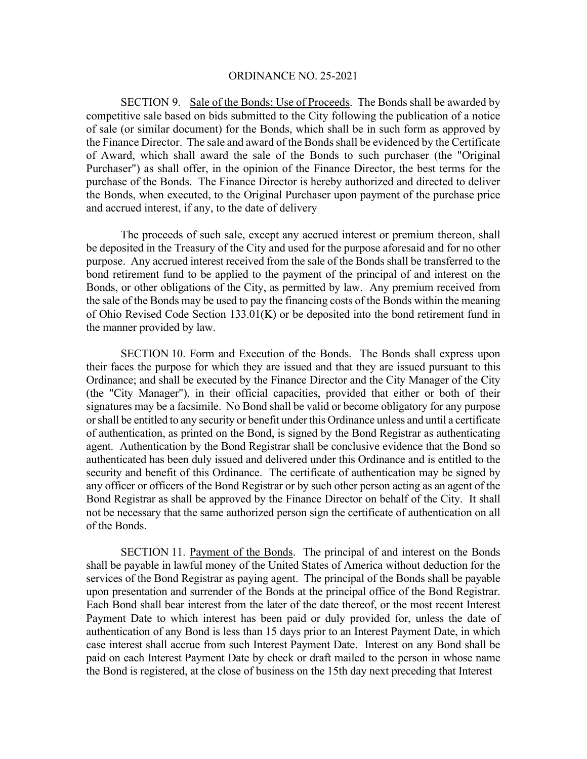ORDINANCE NO. 25-2021

SECTION 9. Sale of the Bonds; Use of Proceeds. The Bonds shall be awarded by competitive sale based on bids submitted to the City following the publication of a notice of sale (or similar document) for the Bonds, which shall be in such form as approved by the Finance Director. The sale and award of the Bonds shall be evidenced by the Certificate of Award, which shall award the sale of the Bonds to such purchaser (the "Original Purchaser") as shall offer, in the opinion of the Finance Director, the best terms for the purchase of the Bonds. The Finance Director is hereby authorized and directed to deliver the Bonds, when executed, to the Original Purchaser upon payment of the purchase price and accrued interest, if any, to the date of delivery

The proceeds of such sale, except any accrued interest or premium thereon, shall be deposited in the Treasury of the City and used for the purpose aforesaid and for no other purpose. Any accrued interest received from the sale of the Bonds shall be transferred to the bond retirement fund to be applied to the payment of the principal of and interest on the Bonds, or other obligations of the City, as permitted by law. Any premium received from the sale of the Bonds may be used to pay the financing costs of the Bonds within the meaning of Ohio Revised Code Section 133.01(K) or be deposited into the bond retirement fund in the manner provided by law.

SECTION 10. Form and Execution of the Bonds. The Bonds shall express upon their faces the purpose for which they are issued and that they are issued pursuant to this Ordinance; and shall be executed by the Finance Director and the City Manager of the City (the "City Manager"), in their official capacities, provided that either or both of their signatures may be a facsimile. No Bond shall be valid or become obligatory for any purpose or shall be entitled to any security or benefit under this Ordinance unless and until a certificate of authentication, as printed on the Bond, is signed by the Bond Registrar as authenticating agent. Authentication by the Bond Registrar shall be conclusive evidence that the Bond so authenticated has been duly issued and delivered under this Ordinance and is entitled to the security and benefit of this Ordinance. The certificate of authentication may be signed by any officer or officers of the Bond Registrar or by such other person acting as an agent of the Bond Registrar as shall be approved by the Finance Director on behalf of the City. It shall not be necessary that the same authorized person sign the certificate of authentication on all of the Bonds.

SECTION 11. Payment of the Bonds. The principal of and interest on the Bonds shall be payable in lawful money of the United States of America without deduction for the services of the Bond Registrar as paying agent. The principal of the Bonds shall be payable upon presentation and surrender of the Bonds at the principal office of the Bond Registrar. Each Bond shall bear interest from the later of the date thereof, or the most recent Interest Payment Date to which interest has been paid or duly provided for, unless the date of authentication of any Bond is less than 15 days prior to an Interest Payment Date, in which case interest shall accrue from such Interest Payment Date. Interest on any Bond shall be paid on each Interest Payment Date by check or draft mailed to the person in whose name the Bond is registered, at the close of business on the 15th day next preceding that Interest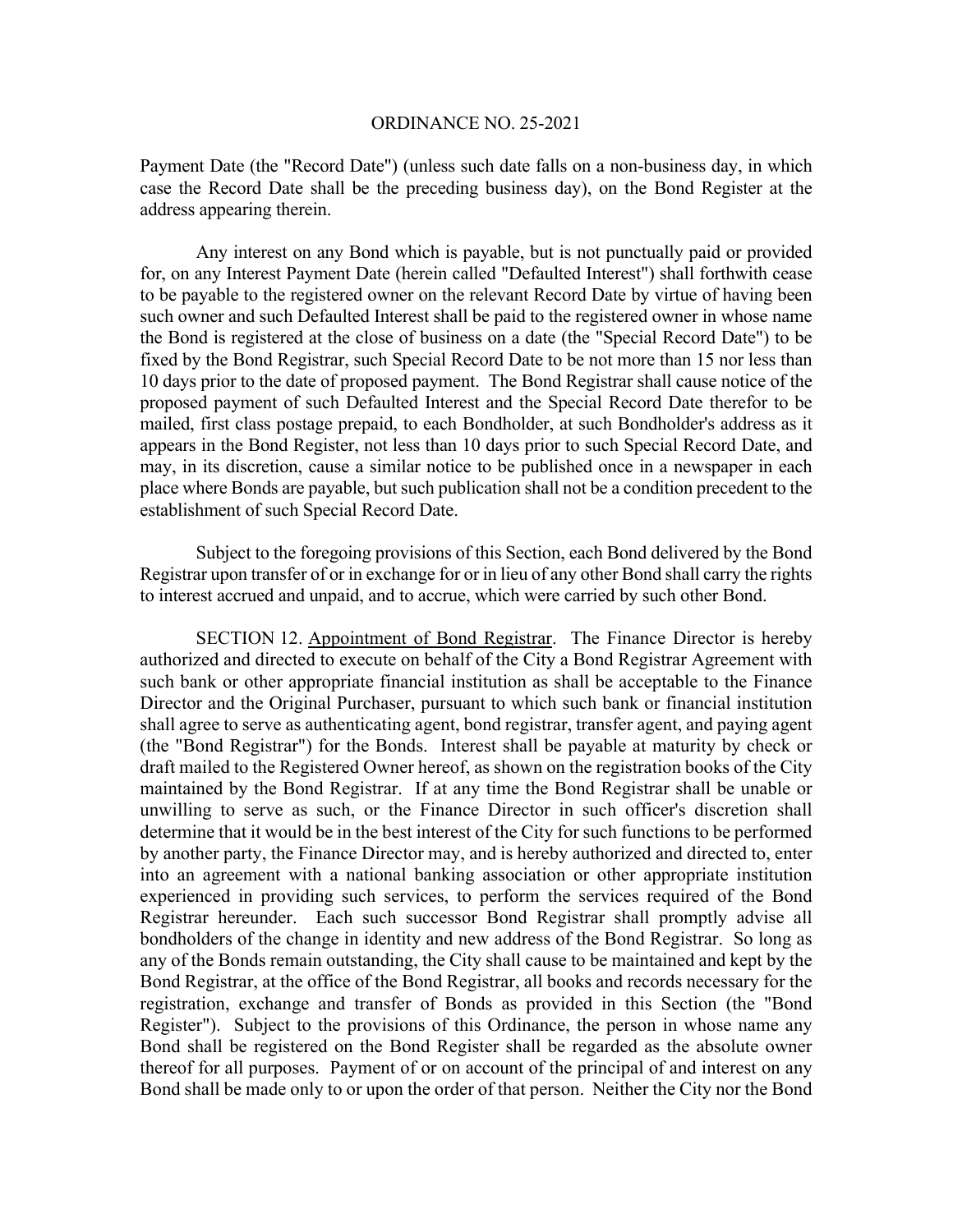Payment Date (the "Record Date") (unless such date falls on a non-business day, in which case the Record Date shall be the preceding business day), on the Bond Register at the address appearing therein.

Any interest on any Bond which is payable, but is not punctually paid or provided for, on any Interest Payment Date (herein called "Defaulted Interest") shall forthwith cease to be payable to the registered owner on the relevant Record Date by virtue of having been such owner and such Defaulted Interest shall be paid to the registered owner in whose name the Bond is registered at the close of business on a date (the "Special Record Date") to be fixed by the Bond Registrar, such Special Record Date to be not more than 15 nor less than 10 days prior to the date of proposed payment. The Bond Registrar shall cause notice of the proposed payment of such Defaulted Interest and the Special Record Date therefor to be mailed, first class postage prepaid, to each Bondholder, at such Bondholder's address as it appears in the Bond Register, not less than 10 days prior to such Special Record Date, and may, in its discretion, cause a similar notice to be published once in a newspaper in each place where Bonds are payable, but such publication shall not be a condition precedent to the establishment of such Special Record Date.

Subject to the foregoing provisions of this Section, each Bond delivered by the Bond Registrar upon transfer of or in exchange for or in lieu of any other Bond shall carry the rights to interest accrued and unpaid, and to accrue, which were carried by such other Bond.

SECTION 12. Appointment of Bond Registrar. The Finance Director is hereby authorized and directed to execute on behalf of the City a Bond Registrar Agreement with such bank or other appropriate financial institution as shall be acceptable to the Finance Director and the Original Purchaser, pursuant to which such bank or financial institution shall agree to serve as authenticating agent, bond registrar, transfer agent, and paying agent (the "Bond Registrar") for the Bonds. Interest shall be payable at maturity by check or draft mailed to the Registered Owner hereof, as shown on the registration books of the City maintained by the Bond Registrar. If at any time the Bond Registrar shall be unable or unwilling to serve as such, or the Finance Director in such officer's discretion shall determine that it would be in the best interest of the City for such functions to be performed by another party, the Finance Director may, and is hereby authorized and directed to, enter into an agreement with a national banking association or other appropriate institution experienced in providing such services, to perform the services required of the Bond Registrar hereunder. Each such successor Bond Registrar shall promptly advise all bondholders of the change in identity and new address of the Bond Registrar. So long as any of the Bonds remain outstanding, the City shall cause to be maintained and kept by the Bond Registrar, at the office of the Bond Registrar, all books and records necessary for the registration, exchange and transfer of Bonds as provided in this Section (the "Bond Register"). Subject to the provisions of this Ordinance, the person in whose name any Bond shall be registered on the Bond Register shall be regarded as the absolute owner thereof for all purposes. Payment of or on account of the principal of and interest on any Bond shall be made only to or upon the order of that person. Neither the City nor the Bond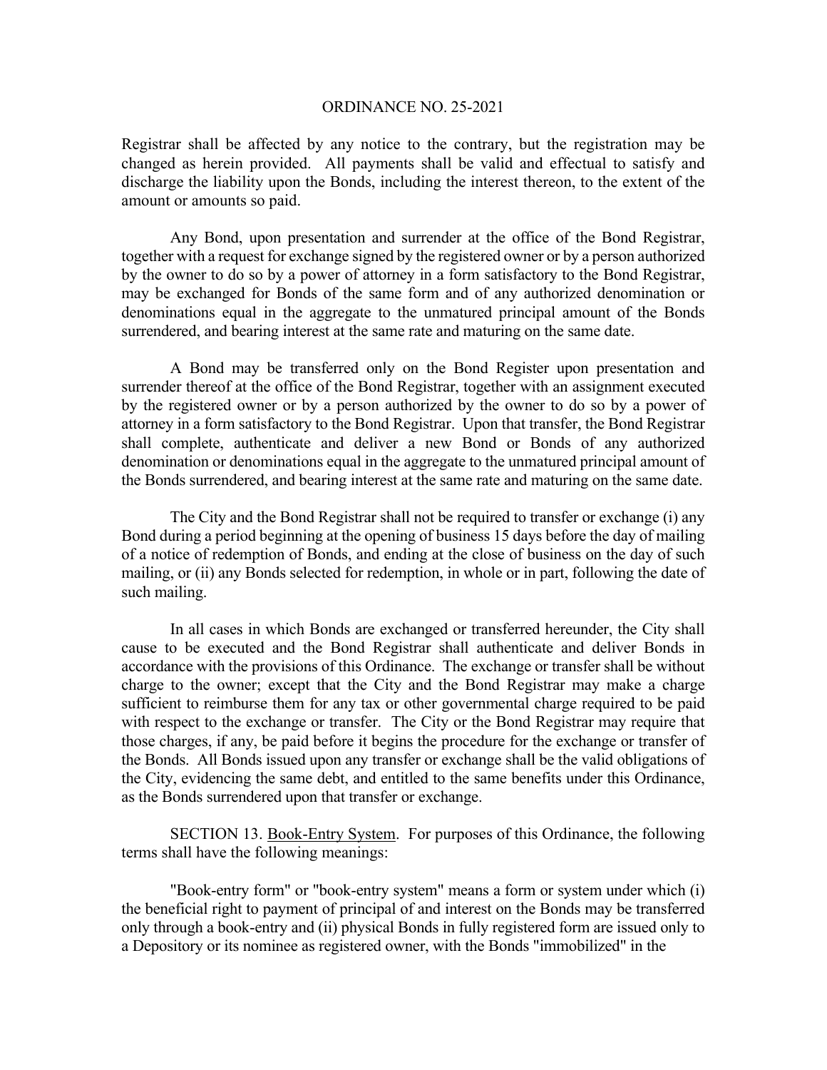Registrar shall be affected by any notice to the contrary, but the registration may be changed as herein provided. All payments shall be valid and effectual to satisfy and discharge the liability upon the Bonds, including the interest thereon, to the extent of the amount or amounts so paid.

Any Bond, upon presentation and surrender at the office of the Bond Registrar, together with a request for exchange signed by the registered owner or by a person authorized by the owner to do so by a power of attorney in a form satisfactory to the Bond Registrar, may be exchanged for Bonds of the same form and of any authorized denomination or denominations equal in the aggregate to the unmatured principal amount of the Bonds surrendered, and bearing interest at the same rate and maturing on the same date.

A Bond may be transferred only on the Bond Register upon presentation and surrender thereof at the office of the Bond Registrar, together with an assignment executed by the registered owner or by a person authorized by the owner to do so by a power of attorney in a form satisfactory to the Bond Registrar. Upon that transfer, the Bond Registrar shall complete, authenticate and deliver a new Bond or Bonds of any authorized denomination or denominations equal in the aggregate to the unmatured principal amount of the Bonds surrendered, and bearing interest at the same rate and maturing on the same date.

The City and the Bond Registrar shall not be required to transfer or exchange (i) any Bond during a period beginning at the opening of business 15 days before the day of mailing of a notice of redemption of Bonds, and ending at the close of business on the day of such mailing, or (ii) any Bonds selected for redemption, in whole or in part, following the date of such mailing.

In all cases in which Bonds are exchanged or transferred hereunder, the City shall cause to be executed and the Bond Registrar shall authenticate and deliver Bonds in accordance with the provisions of this Ordinance. The exchange or transfer shall be without charge to the owner; except that the City and the Bond Registrar may make a charge sufficient to reimburse them for any tax or other governmental charge required to be paid with respect to the exchange or transfer. The City or the Bond Registrar may require that those charges, if any, be paid before it begins the procedure for the exchange or transfer of the Bonds. All Bonds issued upon any transfer or exchange shall be the valid obligations of the City, evidencing the same debt, and entitled to the same benefits under this Ordinance, as the Bonds surrendered upon that transfer or exchange.

SECTION 13. Book-Entry System. For purposes of this Ordinance, the following terms shall have the following meanings:

"Book-entry form" or "book-entry system" means a form or system under which (i) the beneficial right to payment of principal of and interest on the Bonds may be transferred only through a book-entry and (ii) physical Bonds in fully registered form are issued only to a Depository or its nominee as registered owner, with the Bonds "immobilized" in the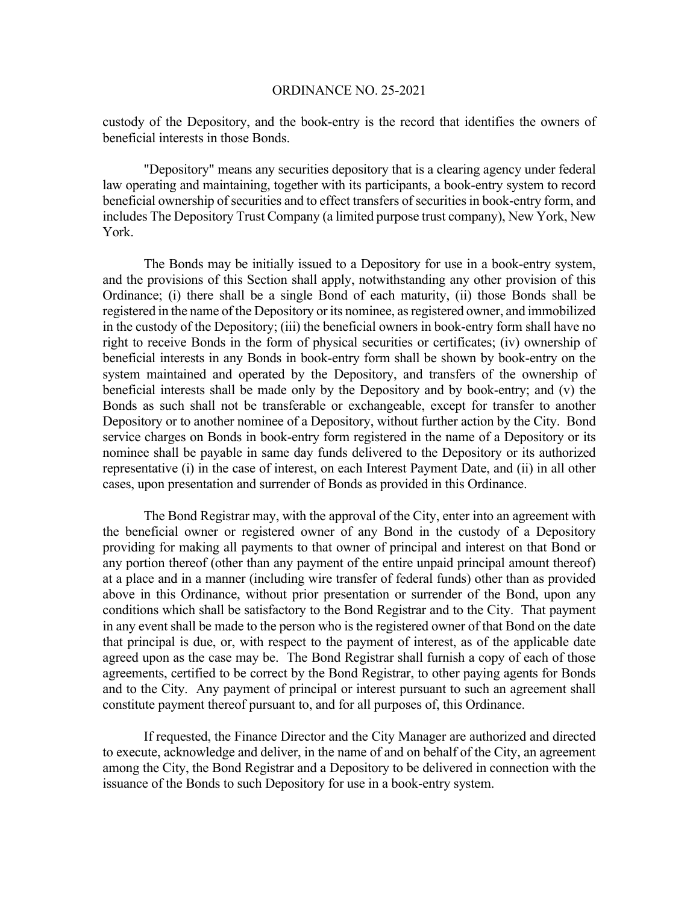custody of the Depository, and the book-entry is the record that identifies the owners of beneficial interests in those Bonds.

"Depository" means any securities depository that is a clearing agency under federal law operating and maintaining, together with its participants, a book-entry system to record beneficial ownership of securities and to effect transfers of securities in book-entry form, and includes The Depository Trust Company (a limited purpose trust company), New York, New York.

The Bonds may be initially issued to a Depository for use in a book-entry system, and the provisions of this Section shall apply, notwithstanding any other provision of this Ordinance; (i) there shall be a single Bond of each maturity, (ii) those Bonds shall be registered in the name of the Depository or its nominee, as registered owner, and immobilized in the custody of the Depository; (iii) the beneficial owners in book-entry form shall have no right to receive Bonds in the form of physical securities or certificates; (iv) ownership of beneficial interests in any Bonds in book-entry form shall be shown by book-entry on the system maintained and operated by the Depository, and transfers of the ownership of beneficial interests shall be made only by the Depository and by book-entry; and (v) the Bonds as such shall not be transferable or exchangeable, except for transfer to another Depository or to another nominee of a Depository, without further action by the City. Bond service charges on Bonds in book-entry form registered in the name of a Depository or its nominee shall be payable in same day funds delivered to the Depository or its authorized representative (i) in the case of interest, on each Interest Payment Date, and (ii) in all other cases, upon presentation and surrender of Bonds as provided in this Ordinance.

The Bond Registrar may, with the approval of the City, enter into an agreement with the beneficial owner or registered owner of any Bond in the custody of a Depository providing for making all payments to that owner of principal and interest on that Bond or any portion thereof (other than any payment of the entire unpaid principal amount thereof) at a place and in a manner (including wire transfer of federal funds) other than as provided above in this Ordinance, without prior presentation or surrender of the Bond, upon any conditions which shall be satisfactory to the Bond Registrar and to the City. That payment in any event shall be made to the person who is the registered owner of that Bond on the date that principal is due, or, with respect to the payment of interest, as of the applicable date agreed upon as the case may be. The Bond Registrar shall furnish a copy of each of those agreements, certified to be correct by the Bond Registrar, to other paying agents for Bonds and to the City. Any payment of principal or interest pursuant to such an agreement shall constitute payment thereof pursuant to, and for all purposes of, this Ordinance.

If requested, the Finance Director and the City Manager are authorized and directed to execute, acknowledge and deliver, in the name of and on behalf of the City, an agreement among the City, the Bond Registrar and a Depository to be delivered in connection with the issuance of the Bonds to such Depository for use in a book-entry system.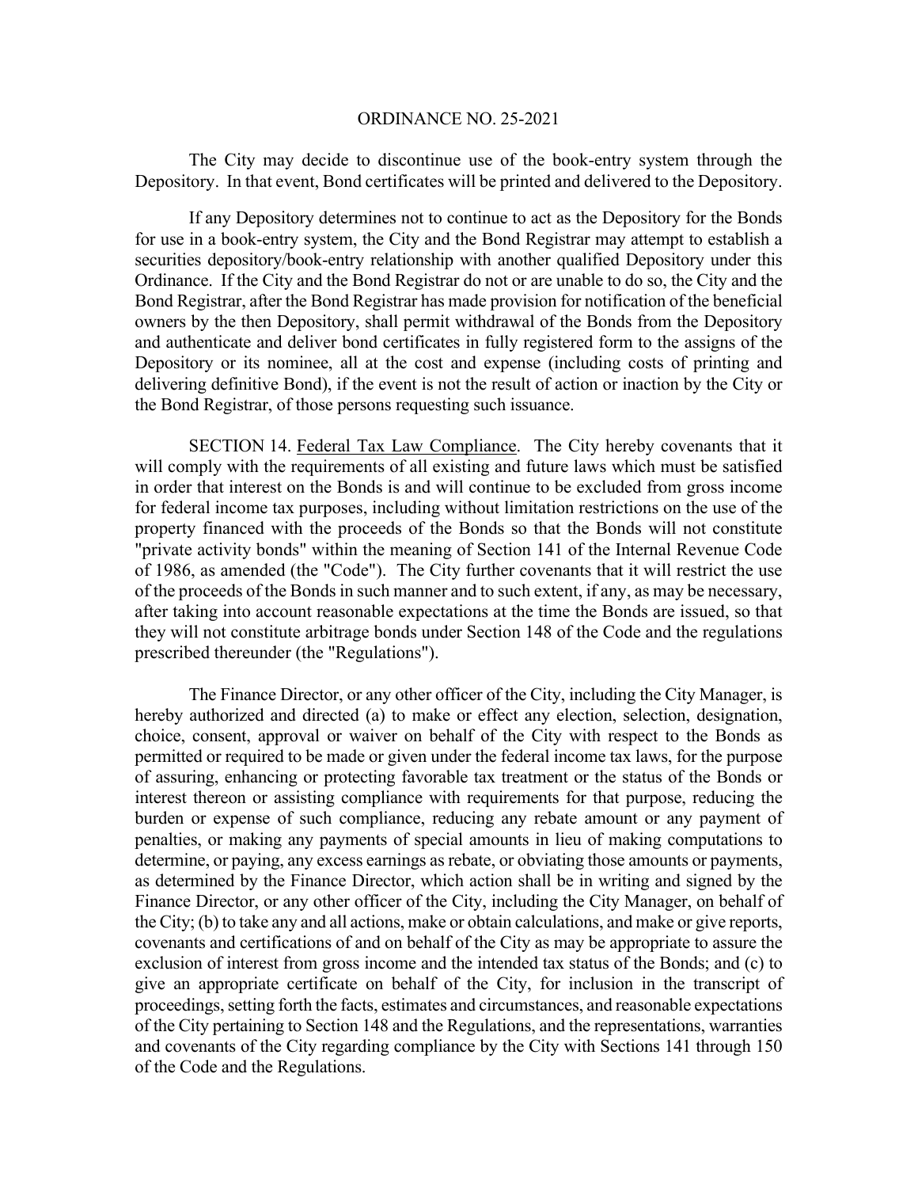The City may decide to discontinue use of the book-entry system through the Depository. In that event, Bond certificates will be printed and delivered to the Depository.

If any Depository determines not to continue to act as the Depository for the Bonds for use in a book-entry system, the City and the Bond Registrar may attempt to establish a securities depository/book-entry relationship with another qualified Depository under this Ordinance. If the City and the Bond Registrar do not or are unable to do so, the City and the Bond Registrar, after the Bond Registrar has made provision for notification of the beneficial owners by the then Depository, shall permit withdrawal of the Bonds from the Depository and authenticate and deliver bond certificates in fully registered form to the assigns of the Depository or its nominee, all at the cost and expense (including costs of printing and delivering definitive Bond), if the event is not the result of action or inaction by the City or the Bond Registrar, of those persons requesting such issuance.

SECTION 14. Federal Tax Law Compliance. The City hereby covenants that it will comply with the requirements of all existing and future laws which must be satisfied in order that interest on the Bonds is and will continue to be excluded from gross income for federal income tax purposes, including without limitation restrictions on the use of the property financed with the proceeds of the Bonds so that the Bonds will not constitute "private activity bonds" within the meaning of Section 141 of the Internal Revenue Code of 1986, as amended (the "Code"). The City further covenants that it will restrict the use of the proceeds of the Bonds in such manner and to such extent, if any, as may be necessary, after taking into account reasonable expectations at the time the Bonds are issued, so that they will not constitute arbitrage bonds under Section 148 of the Code and the regulations prescribed thereunder (the "Regulations").

The Finance Director, or any other officer of the City, including the City Manager, is hereby authorized and directed (a) to make or effect any election, selection, designation, choice, consent, approval or waiver on behalf of the City with respect to the Bonds as permitted or required to be made or given under the federal income tax laws, for the purpose of assuring, enhancing or protecting favorable tax treatment or the status of the Bonds or interest thereon or assisting compliance with requirements for that purpose, reducing the burden or expense of such compliance, reducing any rebate amount or any payment of penalties, or making any payments of special amounts in lieu of making computations to determine, or paying, any excess earnings as rebate, or obviating those amounts or payments, as determined by the Finance Director, which action shall be in writing and signed by the Finance Director, or any other officer of the City, including the City Manager, on behalf of the City; (b) to take any and all actions, make or obtain calculations, and make or give reports, covenants and certifications of and on behalf of the City as may be appropriate to assure the exclusion of interest from gross income and the intended tax status of the Bonds; and (c) to give an appropriate certificate on behalf of the City, for inclusion in the transcript of proceedings, setting forth the facts, estimates and circumstances, and reasonable expectations of the City pertaining to Section 148 and the Regulations, and the representations, warranties and covenants of the City regarding compliance by the City with Sections 141 through 150 of the Code and the Regulations.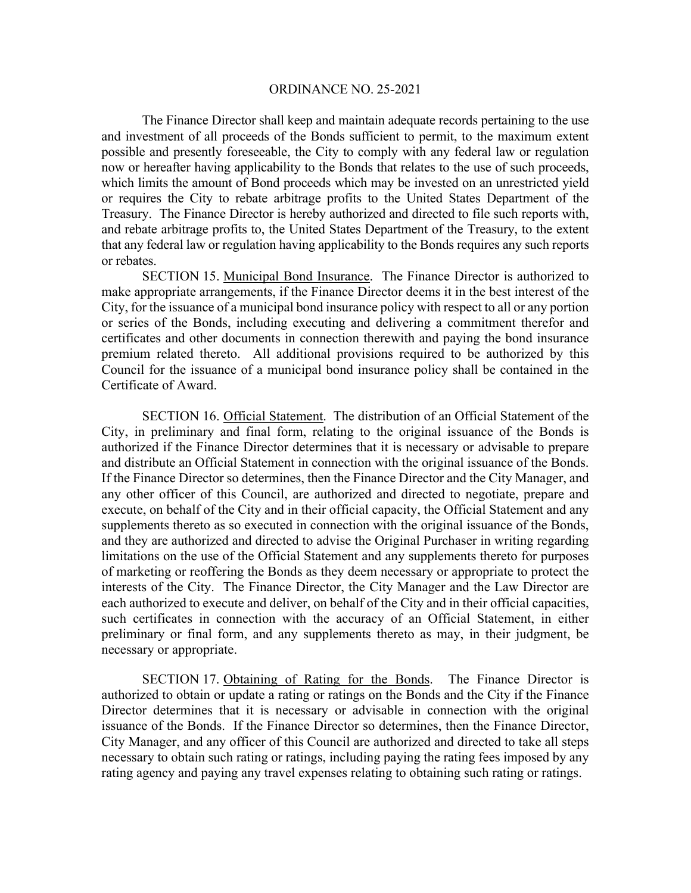The Finance Director shall keep and maintain adequate records pertaining to the use and investment of all proceeds of the Bonds sufficient to permit, to the maximum extent possible and presently foreseeable, the City to comply with any federal law or regulation now or hereafter having applicability to the Bonds that relates to the use of such proceeds, which limits the amount of Bond proceeds which may be invested on an unrestricted yield or requires the City to rebate arbitrage profits to the United States Department of the Treasury. The Finance Director is hereby authorized and directed to file such reports with, and rebate arbitrage profits to, the United States Department of the Treasury, to the extent that any federal law or regulation having applicability to the Bonds requires any such reports or rebates.

SECTION 15. Municipal Bond Insurance. The Finance Director is authorized to make appropriate arrangements, if the Finance Director deems it in the best interest of the City, for the issuance of a municipal bond insurance policy with respect to all or any portion or series of the Bonds, including executing and delivering a commitment therefor and certificates and other documents in connection therewith and paying the bond insurance premium related thereto. All additional provisions required to be authorized by this Council for the issuance of a municipal bond insurance policy shall be contained in the Certificate of Award.

SECTION 16. Official Statement. The distribution of an Official Statement of the City, in preliminary and final form, relating to the original issuance of the Bonds is authorized if the Finance Director determines that it is necessary or advisable to prepare and distribute an Official Statement in connection with the original issuance of the Bonds. If the Finance Director so determines, then the Finance Director and the City Manager, and any other officer of this Council, are authorized and directed to negotiate, prepare and execute, on behalf of the City and in their official capacity, the Official Statement and any supplements thereto as so executed in connection with the original issuance of the Bonds, and they are authorized and directed to advise the Original Purchaser in writing regarding limitations on the use of the Official Statement and any supplements thereto for purposes of marketing or reoffering the Bonds as they deem necessary or appropriate to protect the interests of the City. The Finance Director, the City Manager and the Law Director are each authorized to execute and deliver, on behalf of the City and in their official capacities, such certificates in connection with the accuracy of an Official Statement, in either preliminary or final form, and any supplements thereto as may, in their judgment, be necessary or appropriate.

SECTION 17. Obtaining of Rating for the Bonds. The Finance Director is authorized to obtain or update a rating or ratings on the Bonds and the City if the Finance Director determines that it is necessary or advisable in connection with the original issuance of the Bonds. If the Finance Director so determines, then the Finance Director, City Manager, and any officer of this Council are authorized and directed to take all steps necessary to obtain such rating or ratings, including paying the rating fees imposed by any rating agency and paying any travel expenses relating to obtaining such rating or ratings.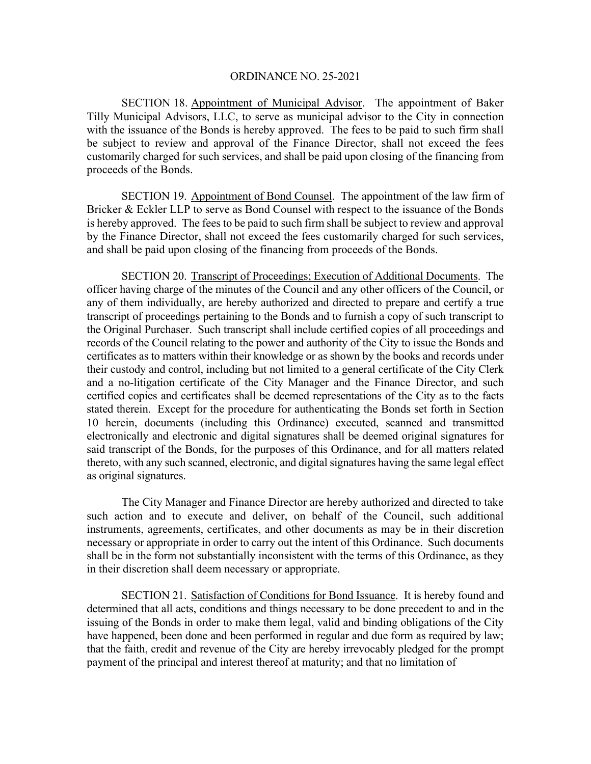ORDINANCE NO. 25-2021

SECTION 18. Appointment of Municipal Advisor. The appointment of Baker Tilly Municipal Advisors, LLC, to serve as municipal advisor to the City in connection with the issuance of the Bonds is hereby approved. The fees to be paid to such firm shall be subject to review and approval of the Finance Director, shall not exceed the fees customarily charged for such services, and shall be paid upon closing of the financing from proceeds of the Bonds.

SECTION 19. Appointment of Bond Counsel. The appointment of the law firm of Bricker & Eckler LLP to serve as Bond Counsel with respect to the issuance of the Bonds is hereby approved. The fees to be paid to such firm shall be subject to review and approval by the Finance Director, shall not exceed the fees customarily charged for such services, and shall be paid upon closing of the financing from proceeds of the Bonds.

SECTION 20. Transcript of Proceedings; Execution of Additional Documents. The officer having charge of the minutes of the Council and any other officers of the Council, or any of them individually, are hereby authorized and directed to prepare and certify a true transcript of proceedings pertaining to the Bonds and to furnish a copy of such transcript to the Original Purchaser. Such transcript shall include certified copies of all proceedings and records of the Council relating to the power and authority of the City to issue the Bonds and certificates as to matters within their knowledge or as shown by the books and records under their custody and control, including but not limited to a general certificate of the City Clerk and a no-litigation certificate of the City Manager and the Finance Director, and such certified copies and certificates shall be deemed representations of the City as to the facts stated therein. Except for the procedure for authenticating the Bonds set forth in Section 10 herein, documents (including this Ordinance) executed, scanned and transmitted electronically and electronic and digital signatures shall be deemed original signatures for said transcript of the Bonds, for the purposes of this Ordinance, and for all matters related thereto, with any such scanned, electronic, and digital signatures having the same legal effect as original signatures.

The City Manager and Finance Director are hereby authorized and directed to take such action and to execute and deliver, on behalf of the Council, such additional instruments, agreements, certificates, and other documents as may be in their discretion necessary or appropriate in order to carry out the intent of this Ordinance. Such documents shall be in the form not substantially inconsistent with the terms of this Ordinance, as they in their discretion shall deem necessary or appropriate.

SECTION 21. Satisfaction of Conditions for Bond Issuance. It is hereby found and determined that all acts, conditions and things necessary to be done precedent to and in the issuing of the Bonds in order to make them legal, valid and binding obligations of the City have happened, been done and been performed in regular and due form as required by law; that the faith, credit and revenue of the City are hereby irrevocably pledged for the prompt payment of the principal and interest thereof at maturity; and that no limitation of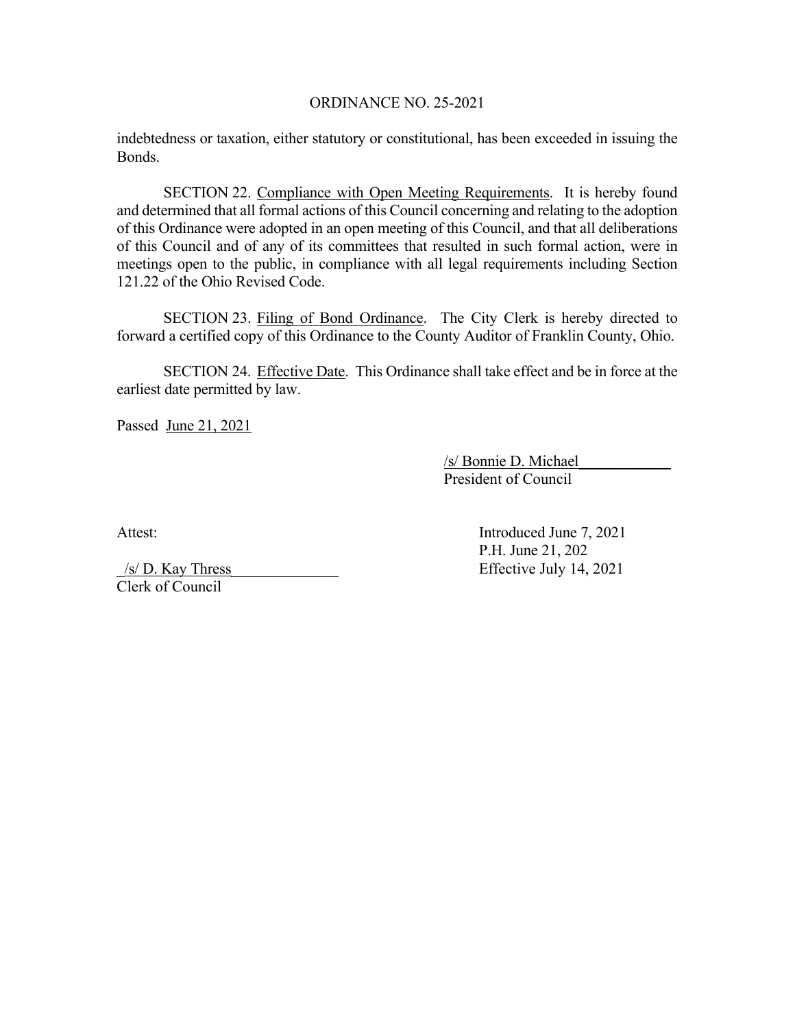indebtedness or taxation, either statutory or constitutional, has been exceeded in issuing the Bonds.

SECTION 22. Compliance with Open Meeting Requirements. It is hereby found and determined that all formal actions of this Council concerning and relating to the adoption of this Ordinance were adopted in an open meeting of this Council, and that all deliberations of this Council and of any of its committees that resulted in such formal action, were in meetings open to the public, in compliance with all legal requirements including Section 121.22 of the Ohio Revised Code.

SECTION 23. Filing of Bond Ordinance. The City Clerk is hereby directed to forward a certified copy of this Ordinance to the County Auditor of Franklin County, Ohio.

SECTION 24. Effective Date. This Ordinance shall take effect and be in force at the earliest date permitted by law.

Passed June 21, 2021

/s/ Bonnie D. Michael
President of Council

Attest:

/s/ D. Kay Thress
Clerk of Council

Introduced June 7, 2021
P.H. June 21, 202
Effective July 14, 2021